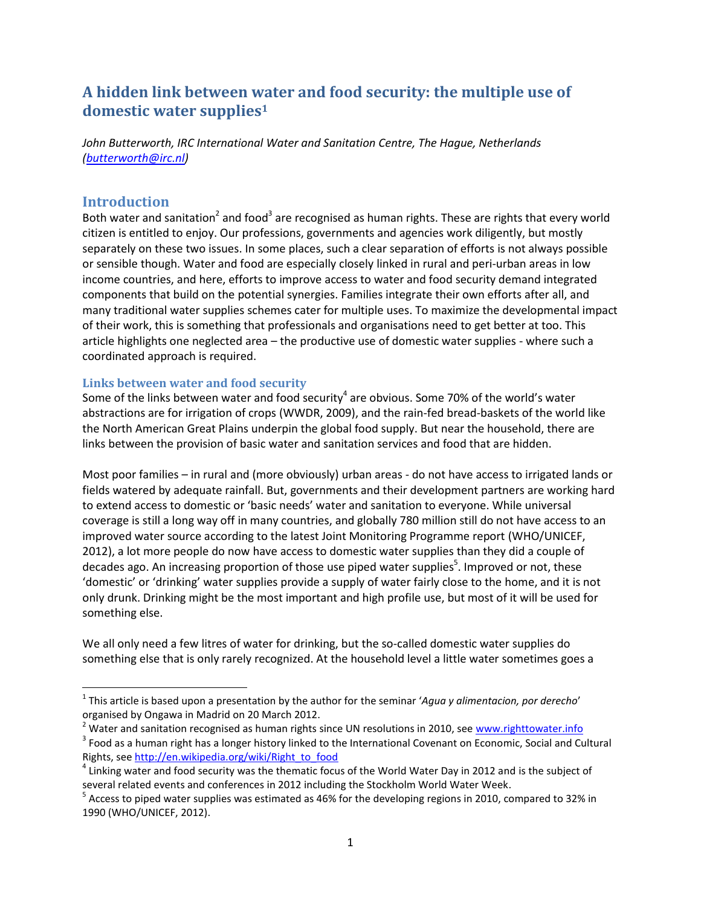# A hidden link between water and food security: the multiple use of domestic water supplies[1]

*John Butterworth, IRC International Water and Sanitation Centre, The Hague, Netherlands (butterworth@irc.nl)*

## Introduction

Both water and sanitation[2] and food[3] are recognised as human rights. These are rights that every world citizen is entitled to enjoy. Our professions, governments and agencies work diligently, but mostly separately on these two issues. In some places, such a clear separation of efforts is not always possible or sensible though. Water and food are especially closely linked in rural and peri-urban areas in low income countries, and here, efforts to improve access to water and food security demand integrated components that build on the potential synergies. Families integrate their own efforts after all, and many traditional water supplies schemes cater for multiple uses. To maximize the developmental impact of their work, this is something that professionals and organisations need to get better at too. This article highlights one neglected area – the productive use of domestic water supplies - where such a coordinated approach is required.

### Links between water and food security

Some of the links between water and food security[4] are obvious. Some 70% of the world's water abstractions are for irrigation of crops (WWDR, 2009), and the rain-fed bread-baskets of the world like the North American Great Plains underpin the global food supply. But near the household, there are links between the provision of basic water and sanitation services and food that are hidden.

Most poor families – in rural and (more obviously) urban areas - do not have access to irrigated lands or fields watered by adequate rainfall. But, governments and their development partners are working hard to extend access to domestic or 'basic needs' water and sanitation to everyone. While universal coverage is still a long way off in many countries, and globally 780 million still do not have access to an improved water source according to the latest Joint Monitoring Programme report (WHO/UNICEF, 2012), a lot more people do now have access to domestic water supplies than they did a couple of decades ago. An increasing proportion of those use piped water supplies[5]. Improved or not, these 'domestic' or 'drinking' water supplies provide a supply of water fairly close to the home, and it is not only drunk. Drinking might be the most important and high profile use, but most of it will be used for something else.

We all only need a few litres of water for drinking, but the so-called domestic water supplies do something else that is only rarely recognized. At the household level a little water sometimes goes a

---

[1] This article is based upon a presentation by the author for the seminar '*Agua y alimentacion, por derecho*' organised by Ongawa in Madrid on 20 March 2012.

[2] Water and sanitation recognised as human rights since UN resolutions in 2010, see www.righttowater.info

[3] Food as a human right has a longer history linked to the International Covenant on Economic, Social and Cultural Rights, see http://en.wikipedia.org/wiki/Right_to_food

[4] Linking water and food security was the thematic focus of the World Water Day in 2012 and is the subject of several related events and conferences in 2012 including the Stockholm World Water Week.

[5] Access to piped water supplies was estimated as 46% for the developing regions in 2010, compared to 32% in 1990 (WHO/UNICEF, 2012).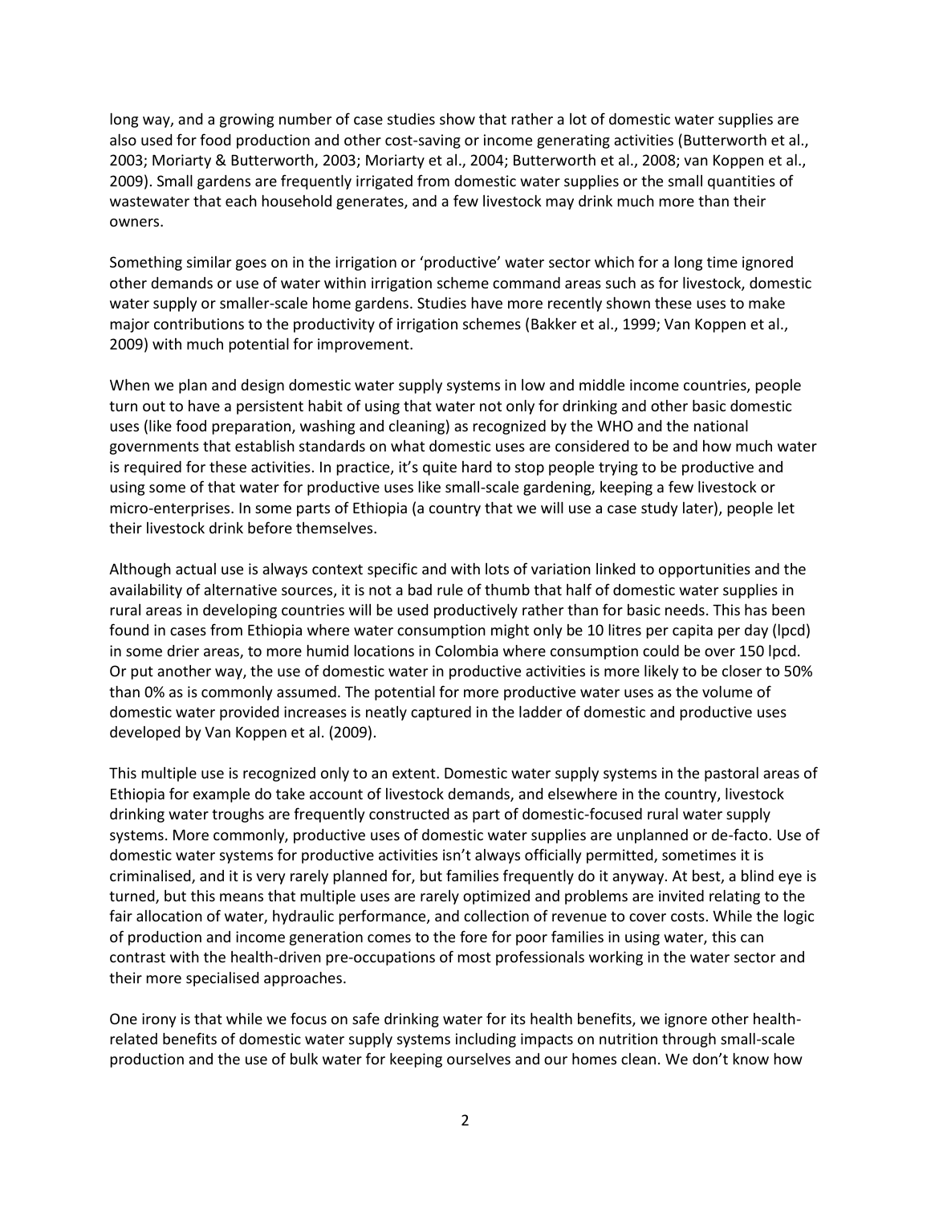long way, and a growing number of case studies show that rather a lot of domestic water supplies are also used for food production and other cost-saving or income generating activities (Butterworth et al., 2003; Moriarty & Butterworth, 2003; Moriarty et al., 2004; Butterworth et al., 2008; van Koppen et al., 2009). Small gardens are frequently irrigated from domestic water supplies or the small quantities of wastewater that each household generates, and a few livestock may drink much more than their owners.

Something similar goes on in the irrigation or 'productive' water sector which for a long time ignored other demands or use of water within irrigation scheme command areas such as for livestock, domestic water supply or smaller-scale home gardens. Studies have more recently shown these uses to make major contributions to the productivity of irrigation schemes (Bakker et al., 1999; Van Koppen et al., 2009) with much potential for improvement.

When we plan and design domestic water supply systems in low and middle income countries, people turn out to have a persistent habit of using that water not only for drinking and other basic domestic uses (like food preparation, washing and cleaning) as recognized by the WHO and the national governments that establish standards on what domestic uses are considered to be and how much water is required for these activities. In practice, it's quite hard to stop people trying to be productive and using some of that water for productive uses like small-scale gardening, keeping a few livestock or micro-enterprises. In some parts of Ethiopia (a country that we will use a case study later), people let their livestock drink before themselves.

Although actual use is always context specific and with lots of variation linked to opportunities and the availability of alternative sources, it is not a bad rule of thumb that half of domestic water supplies in rural areas in developing countries will be used productively rather than for basic needs. This has been found in cases from Ethiopia where water consumption might only be 10 litres per capita per day (lpcd) in some drier areas, to more humid locations in Colombia where consumption could be over 150 lpcd. Or put another way, the use of domestic water in productive activities is more likely to be closer to 50% than 0% as is commonly assumed. The potential for more productive water uses as the volume of domestic water provided increases is neatly captured in the ladder of domestic and productive uses developed by Van Koppen et al. (2009).

This multiple use is recognized only to an extent. Domestic water supply systems in the pastoral areas of Ethiopia for example do take account of livestock demands, and elsewhere in the country, livestock drinking water troughs are frequently constructed as part of domestic-focused rural water supply systems. More commonly, productive uses of domestic water supplies are unplanned or de-facto. Use of domestic water systems for productive activities isn't always officially permitted, sometimes it is criminalised, and it is very rarely planned for, but families frequently do it anyway. At best, a blind eye is turned, but this means that multiple uses are rarely optimized and problems are invited relating to the fair allocation of water, hydraulic performance, and collection of revenue to cover costs. While the logic of production and income generation comes to the fore for poor families in using water, this can contrast with the health-driven pre-occupations of most professionals working in the water sector and their more specialised approaches.

One irony is that while we focus on safe drinking water for its health benefits, we ignore other health-related benefits of domestic water supply systems including impacts on nutrition through small-scale production and the use of bulk water for keeping ourselves and our homes clean. We don't know how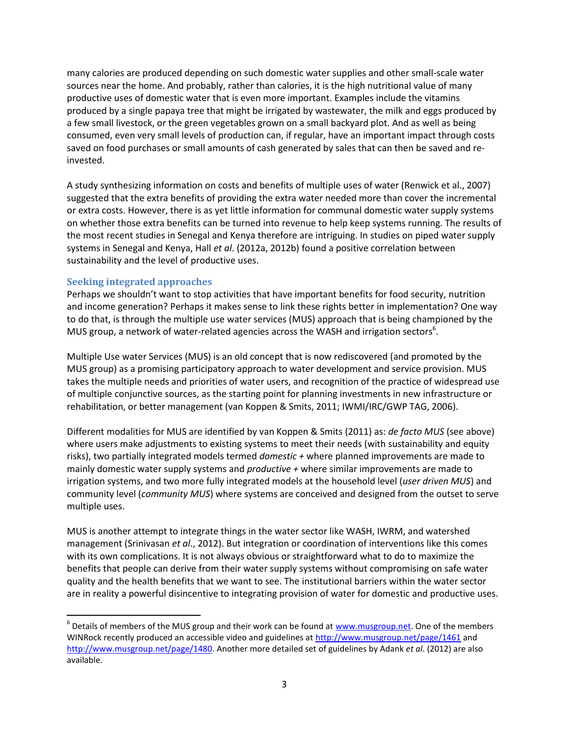many calories are produced depending on such domestic water supplies and other small-scale water sources near the home. And probably, rather than calories, it is the high nutritional value of many productive uses of domestic water that is even more important. Examples include the vitamins produced by a single papaya tree that might be irrigated by wastewater, the milk and eggs produced by a few small livestock, or the green vegetables grown on a small backyard plot. And as well as being consumed, even very small levels of production can, if regular, have an important impact through costs saved on food purchases or small amounts of cash generated by sales that can then be saved and re-invested.

A study synthesizing information on costs and benefits of multiple uses of water (Renwick et al., 2007) suggested that the extra benefits of providing the extra water needed more than cover the incremental or extra costs. However, there is as yet little information for communal domestic water supply systems on whether those extra benefits can be turned into revenue to help keep systems running. The results of the most recent studies in Senegal and Kenya therefore are intriguing. In studies on piped water supply systems in Senegal and Kenya, Hall *et al*. (2012a, 2012b) found a positive correlation between sustainability and the level of productive uses.

### Seeking integrated approaches

Perhaps we shouldn't want to stop activities that have important benefits for food security, nutrition and income generation? Perhaps it makes sense to link these rights better in implementation? One way to do that, is through the multiple use water services (MUS) approach that is being championed by the MUS group, a network of water-related agencies across the WASH and irrigation sectors[6].

Multiple Use water Services (MUS) is an old concept that is now rediscovered (and promoted by the MUS group) as a promising participatory approach to water development and service provision. MUS takes the multiple needs and priorities of water users, and recognition of the practice of widespread use of multiple conjunctive sources, as the starting point for planning investments in new infrastructure or rehabilitation, or better management (van Koppen & Smits, 2011; IWMI/IRC/GWP TAG, 2006).

Different modalities for MUS are identified by van Koppen & Smits (2011) as: *de facto MUS* (see above) where users make adjustments to existing systems to meet their needs (with sustainability and equity risks), two partially integrated models termed *domestic +* where planned improvements are made to mainly domestic water supply systems and *productive +* where similar improvements are made to irrigation systems, and two more fully integrated models at the household level (*user driven MUS*) and community level (*community MUS*) where systems are conceived and designed from the outset to serve multiple uses.

MUS is another attempt to integrate things in the water sector like WASH, IWRM, and watershed management (Srinivasan *et al*., 2012). But integration or coordination of interventions like this comes with its own complications. It is not always obvious or straightforward what to do to maximize the benefits that people can derive from their water supply systems without compromising on safe water quality and the health benefits that we want to see. The institutional barriers within the water sector are in reality a powerful disincentive to integrating provision of water for domestic and productive uses.

---

[6] Details of members of the MUS group and their work can be found at www.musgroup.net. One of the members WINRock recently produced an accessible video and guidelines at http://www.musgroup.net/page/1461 and http://www.musgroup.net/page/1480. Another more detailed set of guidelines by Adank *et al*. (2012) are also available.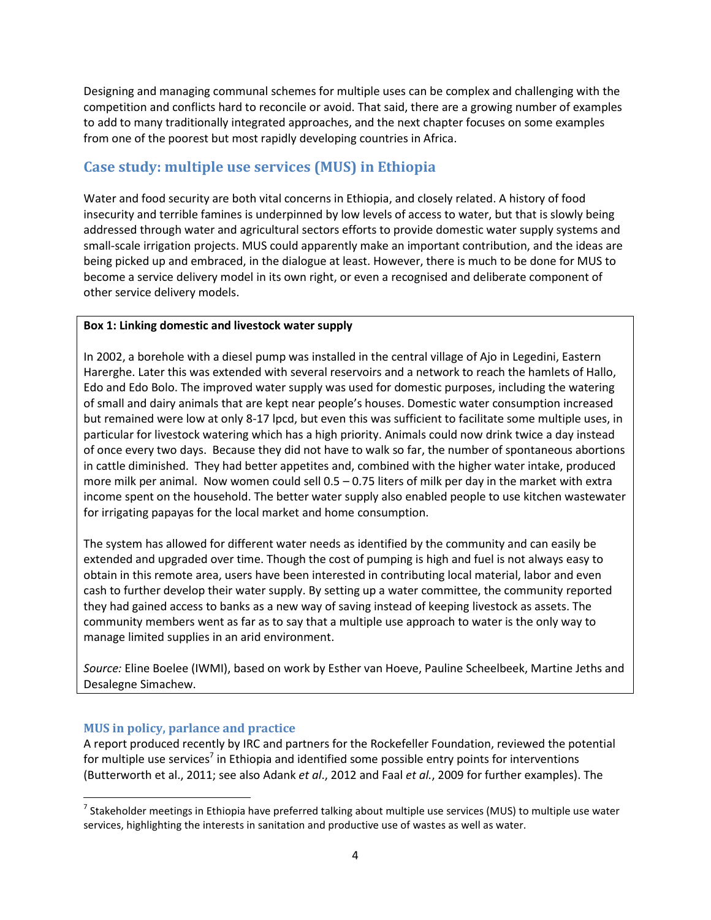Designing and managing communal schemes for multiple uses can be complex and challenging with the competition and conflicts hard to reconcile or avoid. That said, there are a growing number of examples to add to many traditionally integrated approaches, and the next chapter focuses on some examples from one of the poorest but most rapidly developing countries in Africa.

## Case study: multiple use services (MUS) in Ethiopia

Water and food security are both vital concerns in Ethiopia, and closely related. A history of food insecurity and terrible famines is underpinned by low levels of access to water, but that is slowly being addressed through water and agricultural sectors efforts to provide domestic water supply systems and small-scale irrigation projects. MUS could apparently make an important contribution, and the ideas are being picked up and embraced, in the dialogue at least. However, there is much to be done for MUS to become a service delivery model in its own right, or even a recognised and deliberate component of other service delivery models.

> **Box 1: Linking domestic and livestock water supply**
>
> In 2002, a borehole with a diesel pump was installed in the central village of Ajo in Legedini, Eastern Hareghe. Later this was extended with several reservoirs and a network to reach the hamlets of Hallo, Edo and Edo Bolo. The improved water supply was used for domestic purposes, including the watering of small and dairy animals that are kept near people's houses. Domestic water consumption increased but remained were low at only 8-17 lpcd, but even this was sufficient to facilitate some multiple uses, in particular for livestock watering which has a high priority. Animals could now drink twice a day instead of once every two days. Because they did not have to walk so far, the number of spontaneous abortions in cattle diminished. They had better appetites and, combined with the higher water intake, produced more milk per animal. Now women could sell 0.5 – 0.75 liters of milk per day in the market with extra income spent on the household. The better water supply also enabled people to use kitchen wastewater for irrigating papayas for the local market and home consumption.
>
> The system has allowed for different water needs as identified by the community and can easily be extended and upgraded over time. Though the cost of pumping is high and fuel is not always easy to obtain in this remote area, users have been interested in contributing local material, labor and even cash to further develop their water supply. By setting up a water committee, the community reported they had gained access to banks as a new way of saving instead of keeping livestock as assets. The community members went as far as to say that a multiple use approach to water is the only way to manage limited supplies in an arid environment.
>
> *Source:* Eline Boelee (IWMI), based on work by Esther van Hoeve, Pauline Scheelbeek, Martine Jeths and Desalegne Simachew.

### MUS in policy, parlance and practice

A report produced recently by IRC and partners for the Rockefeller Foundation, reviewed the potential for multiple use services[7] in Ethiopia and identified some possible entry points for interventions (Butterworth et al., 2011; see also Adank *et al*., 2012 and Faal *et al.*, 2009 for further examples). The

[7] Stakeholder meetings in Ethiopia have preferred talking about multiple use services (MUS) to multiple use water services, highlighting the interests in sanitation and productive use of wastes as well as water.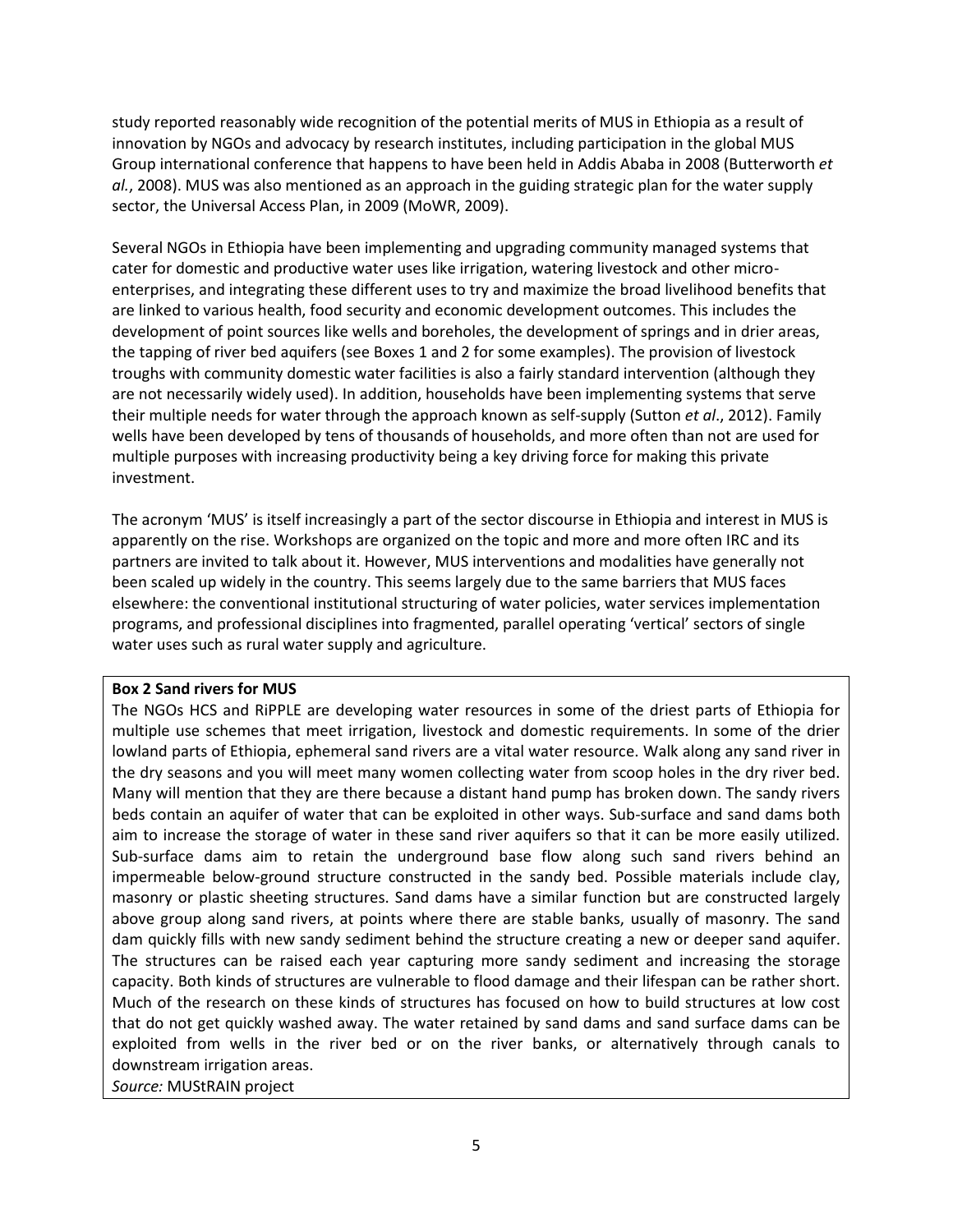study reported reasonably wide recognition of the potential merits of MUS in Ethiopia as a result of innovation by NGOs and advocacy by research institutes, including participation in the global MUS Group international conference that happens to have been held in Addis Ababa in 2008 (Butterworth *et al.*, 2008). MUS was also mentioned as an approach in the guiding strategic plan for the water supply sector, the Universal Access Plan, in 2009 (MoWR, 2009).

Several NGOs in Ethiopia have been implementing and upgrading community managed systems that cater for domestic and productive water uses like irrigation, watering livestock and other micro-enterprises, and integrating these different uses to try and maximize the broad livelihood benefits that are linked to various health, food security and economic development outcomes. This includes the development of point sources like wells and boreholes, the development of springs and in drier areas, the tapping of river bed aquifers (see Boxes 1 and 2 for some examples). The provision of livestock troughs with community domestic water facilities is also a fairly standard intervention (although they are not necessarily widely used). In addition, households have been implementing systems that serve their multiple needs for water through the approach known as self-supply (Sutton *et al*., 2012). Family wells have been developed by tens of thousands of households, and more often than not are used for multiple purposes with increasing productivity being a key driving force for making this private investment.

The acronym 'MUS' is itself increasingly a part of the sector discourse in Ethiopia and interest in MUS is apparently on the rise. Workshops are organized on the topic and more and more often IRC and its partners are invited to talk about it. However, MUS interventions and modalities have generally not been scaled up widely in the country. This seems largely due to the same barriers that MUS faces elsewhere: the conventional institutional structuring of water policies, water services implementation programs, and professional disciplines into fragmented, parallel operating 'vertical' sectors of single water uses such as rural water supply and agriculture.

**Box 2 Sand rivers for MUS**

The NGOs HCS and RiPPLE are developing water resources in some of the driest parts of Ethiopia for multiple use schemes that meet irrigation, livestock and domestic requirements. In some of the drier lowland parts of Ethiopia, ephemeral sand rivers are a vital water resource. Walk along any sand river in the dry seasons and you will meet many women collecting water from scoop holes in the dry river bed. Many will mention that they are there because a distant hand pump has broken down. The sandy rivers beds contain an aquifer of water that can be exploited in other ways. Sub-surface and sand dams both aim to increase the storage of water in these sand river aquifers so that it can be more easily utilized. Sub-surface dams aim to retain the underground base flow along such sand rivers behind an impermeable below-ground structure constructed in the sandy bed. Possible materials include clay, masonry or plastic sheeting structures. Sand dams have a similar function but are constructed largely above group along sand rivers, at points where there are stable banks, usually of masonry. The sand dam quickly fills with new sandy sediment behind the structure creating a new or deeper sand aquifer. The structures can be raised each year capturing more sandy sediment and increasing the storage capacity. Both kinds of structures are vulnerable to flood damage and their lifespan can be rather short. Much of the research on these kinds of structures has focused on how to build structures at low cost that do not get quickly washed away. The water retained by sand dams and sand surface dams can be exploited from wells in the river bed or on the river banks, or alternatively through canals to downstream irrigation areas.

*Source:* MUStRAIN project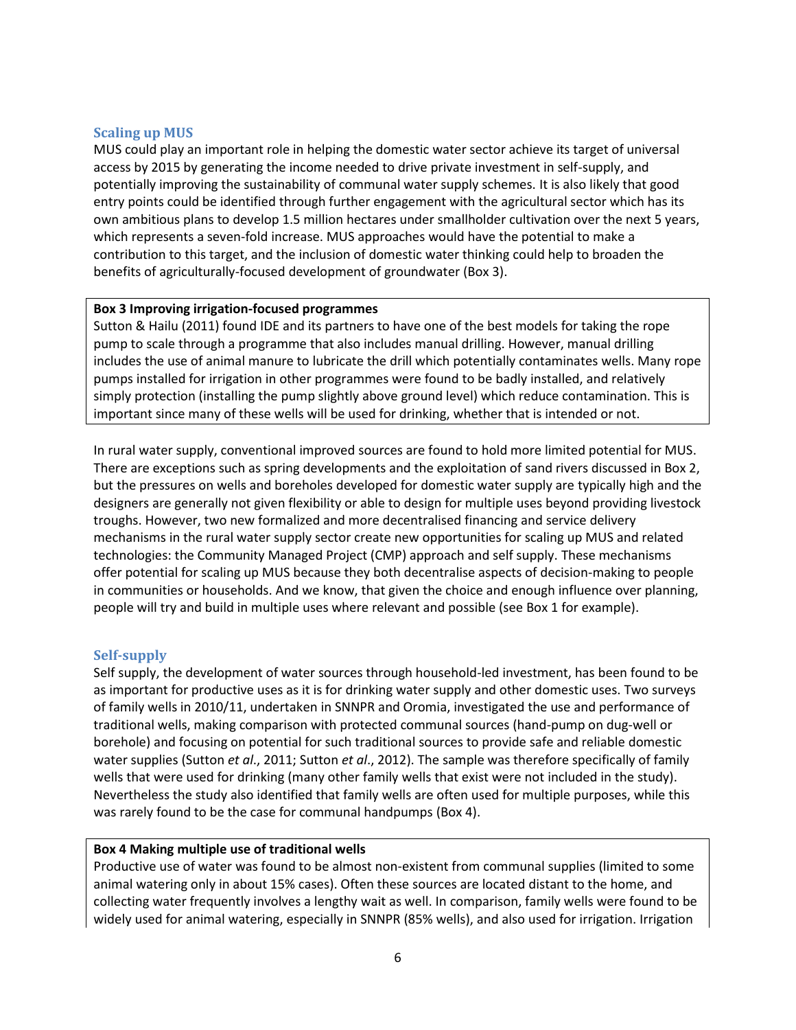### Scaling up MUS

MUS could play an important role in helping the domestic water sector achieve its target of universal access by 2015 by generating the income needed to drive private investment in self-supply, and potentially improving the sustainability of communal water supply schemes. It is also likely that good entry points could be identified through further engagement with the agricultural sector which has its own ambitious plans to develop 1.5 million hectares under smallholder cultivation over the next 5 years, which represents a seven-fold increase. MUS approaches would have the potential to make a contribution to this target, and the inclusion of domestic water thinking could help to broaden the benefits of agriculturally-focused development of groundwater (Box 3).

> **Box 3 Improving irrigation-focused programmes**
>
> Sutton & Hailu (2011) found IDE and its partners to have one of the best models for taking the rope pump to scale through a programme that also includes manual drilling. However, manual drilling includes the use of animal manure to lubricate the drill which potentially contaminates wells. Many rope pumps installed for irrigation in other programmes were found to be badly installed, and relatively simply protection (installing the pump slightly above ground level) which reduce contamination. This is important since many of these wells will be used for drinking, whether that is intended or not.

In rural water supply, conventional improved sources are found to hold more limited potential for MUS. There are exceptions such as spring developments and the exploitation of sand rivers discussed in Box 2, but the pressures on wells and boreholes developed for domestic water supply are typically high and the designers are generally not given flexibility or able to design for multiple uses beyond providing livestock troughs. However, two new formalized and more decentralised financing and service delivery mechanisms in the rural water supply sector create new opportunities for scaling up MUS and related technologies: the Community Managed Project (CMP) approach and self supply. These mechanisms offer potential for scaling up MUS because they both decentralise aspects of decision-making to people in communities or households. And we know, that given the choice and enough influence over planning, people will try and build in multiple uses where relevant and possible (see Box 1 for example).

### Self-supply

Self supply, the development of water sources through household-led investment, has been found to be as important for productive uses as it is for drinking water supply and other domestic uses. Two surveys of family wells in 2010/11, undertaken in SNNPR and Oromia, investigated the use and performance of traditional wells, making comparison with protected communal sources (hand-pump on dug-well or borehole) and focusing on potential for such traditional sources to provide safe and reliable domestic water supplies (Sutton *et al*., 2011; Sutton *et al*., 2012). The sample was therefore specifically of family wells that were used for drinking (many other family wells that exist were not included in the study). Nevertheless the study also identified that family wells are often used for multiple purposes, while this was rarely found to be the case for communal handpumps (Box 4).

> **Box 4 Making multiple use of traditional wells**
>
> Productive use of water was found to be almost non-existent from communal supplies (limited to some animal watering only in about 15% cases). Often these sources are located distant to the home, and collecting water frequently involves a lengthy wait as well. In comparison, family wells were found to be widely used for animal watering, especially in SNNPR (85% wells), and also used for irrigation. Irrigation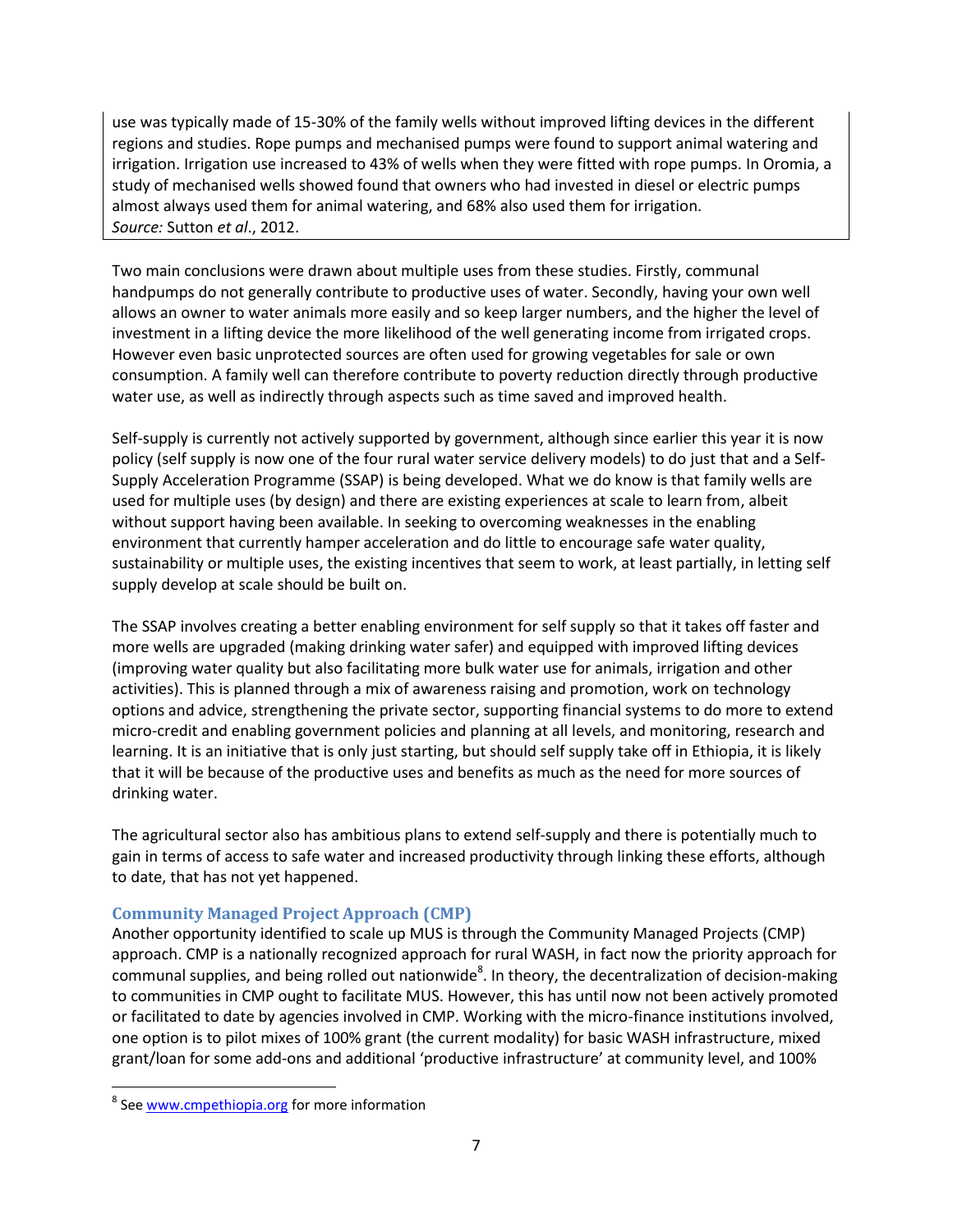use was typically made of 15-30% of the family wells without improved lifting devices in the different regions and studies. Rope pumps and mechanised pumps were found to support animal watering and irrigation. Irrigation use increased to 43% of wells when they were fitted with rope pumps. In Oromia, a study of mechanised wells showed found that owners who had invested in diesel or electric pumps almost always used them for animal watering, and 68% also used them for irrigation.
*Source:* Sutton *et al*., 2012.

Two main conclusions were drawn about multiple uses from these studies. Firstly, communal handpumps do not generally contribute to productive uses of water. Secondly, having your own well allows an owner to water animals more easily and so keep larger numbers, and the higher the level of investment in a lifting device the more likelihood of the well generating income from irrigated crops. However even basic unprotected sources are often used for growing vegetables for sale or own consumption. A family well can therefore contribute to poverty reduction directly through productive water use, as well as indirectly through aspects such as time saved and improved health.

Self-supply is currently not actively supported by government, although since earlier this year it is now policy (self supply is now one of the four rural water service delivery models) to do just that and a Self-Supply Acceleration Programme (SSAP) is being developed. What we do know is that family wells are used for multiple uses (by design) and there are existing experiences at scale to learn from, albeit without support having been available. In seeking to overcoming weaknesses in the enabling environment that currently hamper acceleration and do little to encourage safe water quality, sustainability or multiple uses, the existing incentives that seem to work, at least partially, in letting self supply develop at scale should be built on.

The SSAP involves creating a better enabling environment for self supply so that it takes off faster and more wells are upgraded (making drinking water safer) and equipped with improved lifting devices (improving water quality but also facilitating more bulk water use for animals, irrigation and other activities). This is planned through a mix of awareness raising and promotion, work on technology options and advice, strengthening the private sector, supporting financial systems to do more to extend micro-credit and enabling government policies and planning at all levels, and monitoring, research and learning. It is an initiative that is only just starting, but should self supply take off in Ethiopia, it is likely that it will be because of the productive uses and benefits as much as the need for more sources of drinking water.

The agricultural sector also has ambitious plans to extend self-supply and there is potentially much to gain in terms of access to safe water and increased productivity through linking these efforts, although to date, that has not yet happened.

### Community Managed Project Approach (CMP)

Another opportunity identified to scale up MUS is through the Community Managed Projects (CMP) approach. CMP is a nationally recognized approach for rural WASH, in fact now the priority approach for communal supplies, and being rolled out nationwide[8]. In theory, the decentralization of decision-making to communities in CMP ought to facilitate MUS. However, this has until now not been actively promoted or facilitated to date by agencies involved in CMP. Working with the micro-finance institutions involved, one option is to pilot mixes of 100% grant (the current modality) for basic WASH infrastructure, mixed grant/loan for some add-ons and additional 'productive infrastructure' at community level, and 100%

[8] See www.cmpethiopia.org for more information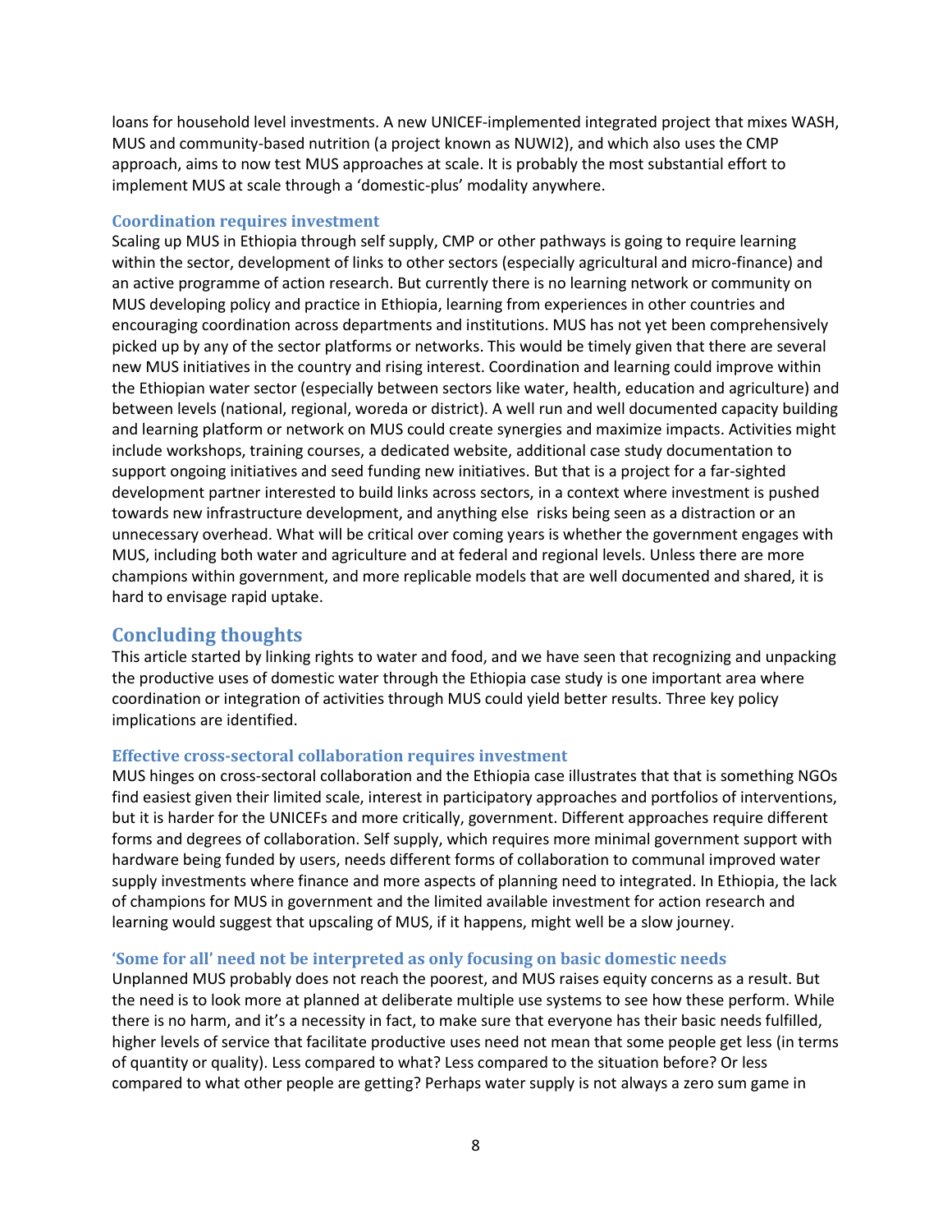loans for household level investments. A new UNICEF-implemented integrated project that mixes WASH, MUS and community-based nutrition (a project known as NUWI2), and which also uses the CMP approach, aims to now test MUS approaches at scale. It is probably the most substantial effort to implement MUS at scale through a 'domestic-plus' modality anywhere.

### Coordination requires investment

Scaling up MUS in Ethiopia through self supply, CMP or other pathways is going to require learning within the sector, development of links to other sectors (especially agricultural and micro-finance) and an active programme of action research. But currently there is no learning network or community on MUS developing policy and practice in Ethiopia, learning from experiences in other countries and encouraging coordination across departments and institutions. MUS has not yet been comprehensively picked up by any of the sector platforms or networks. This would be timely given that there are several new MUS initiatives in the country and rising interest. Coordination and learning could improve within the Ethiopian water sector (especially between sectors like water, health, education and agriculture) and between levels (national, regional, woreda or district). A well run and well documented capacity building and learning platform or network on MUS could create synergies and maximize impacts. Activities might include workshops, training courses, a dedicated website, additional case study documentation to support ongoing initiatives and seed funding new initiatives. But that is a project for a far-sighted development partner interested to build links across sectors, in a context where investment is pushed towards new infrastructure development, and anything else risks being seen as a distraction or an unnecessary overhead. What will be critical over coming years is whether the government engages with MUS, including both water and agriculture and at federal and regional levels. Unless there are more champions within government, and more replicable models that are well documented and shared, it is hard to envisage rapid uptake.

## Concluding thoughts

This article started by linking rights to water and food, and we have seen that recognizing and unpacking the productive uses of domestic water through the Ethiopia case study is one important area where coordination or integration of activities through MUS could yield better results. Three key policy implications are identified.

### Effective cross-sectoral collaboration requires investment

MUS hinges on cross-sectoral collaboration and the Ethiopia case illustrates that that is something NGOs find easiest given their limited scale, interest in participatory approaches and portfolios of interventions, but it is harder for the UNICEFs and more critically, government. Different approaches require different forms and degrees of collaboration. Self supply, which requires more minimal government support with hardware being funded by users, needs different forms of collaboration to communal improved water supply investments where finance and more aspects of planning need to integrated. In Ethiopia, the lack of champions for MUS in government and the limited available investment for action research and learning would suggest that upscaling of MUS, if it happens, might well be a slow journey.

### 'Some for all' need not be interpreted as only focusing on basic domestic needs

Unplanned MUS probably does not reach the poorest, and MUS raises equity concerns as a result. But the need is to look more at planned at deliberate multiple use systems to see how these perform. While there is no harm, and it's a necessity in fact, to make sure that everyone has their basic needs fulfilled, higher levels of service that facilitate productive uses need not mean that some people get less (in terms of quantity or quality). Less compared to what? Less compared to the situation before? Or less compared to what other people are getting? Perhaps water supply is not always a zero sum game in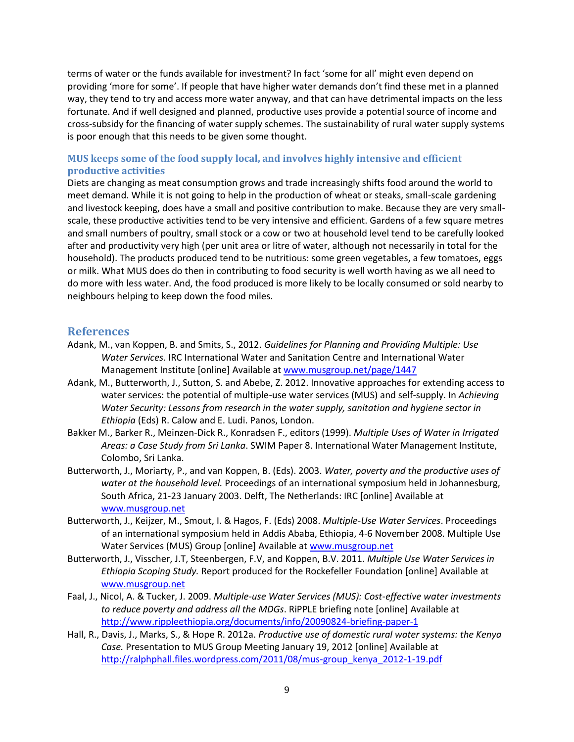terms of water or the funds available for investment? In fact 'some for all' might even depend on providing 'more for some'. If people that have higher water demands don't find these met in a planned way, they tend to try and access more water anyway, and that can have detrimental impacts on the less fortunate. And if well designed and planned, productive uses provide a potential source of income and cross-subsidy for the financing of water supply schemes. The sustainability of rural water supply systems is poor enough that this needs to be given some thought.

### MUS keeps some of the food supply local, and involves highly intensive and efficient productive activities

Diets are changing as meat consumption grows and trade increasingly shifts food around the world to meet demand. While it is not going to help in the production of wheat or steaks, small-scale gardening and livestock keeping, does have a small and positive contribution to make. Because they are very small-scale, these productive activities tend to be very intensive and efficient. Gardens of a few square metres and small numbers of poultry, small stock or a cow or two at household level tend to be carefully looked after and productivity very high (per unit area or litre of water, although not necessarily in total for the household). The products produced tend to be nutritious: some green vegetables, a few tomatoes, eggs or milk. What MUS does do then in contributing to food security is well worth having as we all need to do more with less water. And, the food produced is more likely to be locally consumed or sold nearby to neighbours helping to keep down the food miles.

## References

Adank, M., van Koppen, B. and Smits, S., 2012. *Guidelines for Planning and Providing Multiple: Use Water Services*. IRC International Water and Sanitation Centre and International Water Management Institute [online] Available at www.musgroup.net/page/1447

Adank, M., Butterworth, J., Sutton, S. and Abebe, Z. 2012. Innovative approaches for extending access to water services: the potential of multiple-use water services (MUS) and self-supply. In *Achieving Water Security: Lessons from research in the water supply, sanitation and hygiene sector in Ethiopia* (Eds) R. Calow and E. Ludi. Panos, London.

Bakker M., Barker R., Meinzen-Dick R., Konradsen F., editors (1999). *Multiple Uses of Water in Irrigated Areas: a Case Study from Sri Lanka*. SWIM Paper 8. International Water Management Institute, Colombo, Sri Lanka.

Butterworth, J., Moriarty, P., and van Koppen, B. (Eds). 2003. *Water, poverty and the productive uses of water at the household level.* Proceedings of an international symposium held in Johannesburg, South Africa, 21-23 January 2003. Delft, The Netherlands: IRC [online] Available at www.musgroup.net

Butterworth, J., Keijzer, M., Smout, I. & Hagos, F. (Eds) 2008. *Multiple-Use Water Services*. Proceedings of an international symposium held in Addis Ababa, Ethiopia, 4-6 November 2008. Multiple Use Water Services (MUS) Group [online] Available at www.musgroup.net

Butterworth, J., Visscher, J.T, Steenbergen, F.V, and Koppen, B.V. 2011. *Multiple Use Water Services in Ethiopia Scoping Study.* Report produced for the Rockefeller Foundation [online] Available at www.musgroup.net

Faal, J., Nicol, A. & Tucker, J. 2009. *Multiple-use Water Services (MUS): Cost-effective water investments to reduce poverty and address all the MDGs*. RiPPLE briefing note [online] Available at http://www.rippleethiopia.org/documents/info/20090824-briefing-paper-1

Hall, R., Davis, J., Marks, S., & Hope R. 2012a. *Productive use of domestic rural water systems: the Kenya Case.* Presentation to MUS Group Meeting January 19, 2012 [online] Available at http://ralphphall.files.wordpress.com/2011/08/mus-group_kenya_2012-1-19.pdf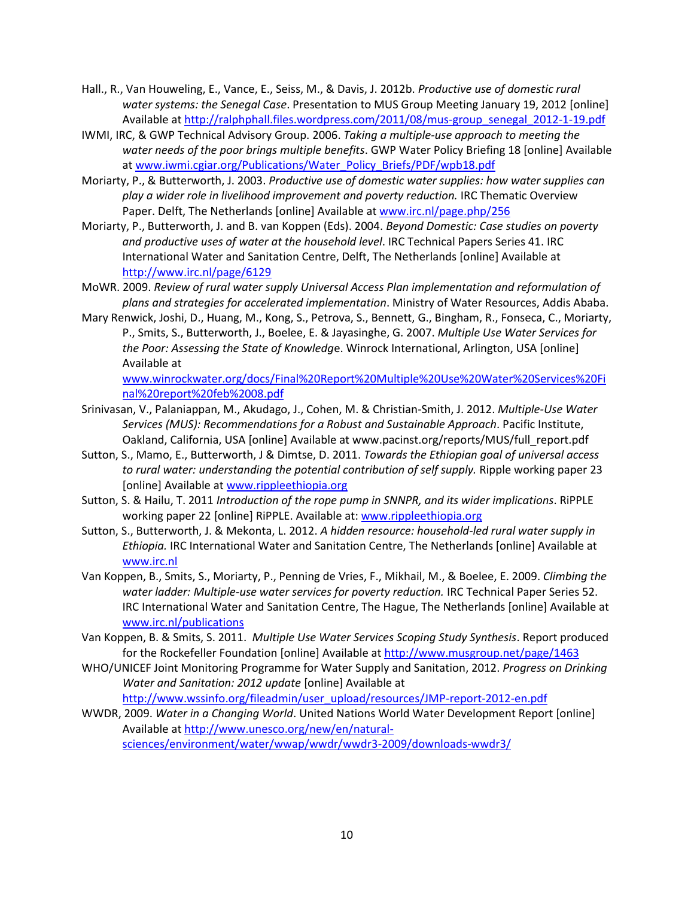Hall., R., Van Houweling, E., Vance, E., Seiss, M., & Davis, J. 2012b. *Productive use of domestic rural water systems: the Senegal Case*. Presentation to MUS Group Meeting January 19, 2012 [online] Available at http://ralphphall.files.wordpress.com/2011/08/mus-group_senegal_2012-1-19.pdf

IWMI, IRC, & GWP Technical Advisory Group. 2006. *Taking a multiple-use approach to meeting the water needs of the poor brings multiple benefits*. GWP Water Policy Briefing 18 [online] Available at www.iwmi.cgiar.org/Publications/Water_Policy_Briefs/PDF/wpb18.pdf

Moriarty, P., & Butterworth, J. 2003. *Productive use of domestic water supplies: how water supplies can play a wider role in livelihood improvement and poverty reduction.* IRC Thematic Overview Paper. Delft, The Netherlands [online] Available at www.irc.nl/page.php/256

Moriarty, P., Butterworth, J. and B. van Koppen (Eds). 2004. *Beyond Domestic: Case studies on poverty and productive uses of water at the household level*. IRC Technical Papers Series 41. IRC International Water and Sanitation Centre, Delft, The Netherlands [online] Available at http://www.irc.nl/page/6129

MoWR. 2009. *Review of rural water supply Universal Access Plan implementation and reformulation of plans and strategies for accelerated implementation*. Ministry of Water Resources, Addis Ababa.

Mary Renwick, Joshi, D., Huang, M., Kong, S., Petrova, S., Bennett, G., Bingham, R., Fonseca, C., Moriarty, P., Smits, S., Butterworth, J., Boelee, E. & Jayasinghe, G. 2007. *Multiple Use Water Services for the Poor: Assessing the State of Knowledge*. Winrock International, Arlington, USA [online] Available at www.winrockwater.org/docs/Final%20Report%20Multiple%20Use%20Water%20Services%20Final%20report%20feb%2008.pdf

Srinivasan, V., Palaniappan, M., Akudago, J., Cohen, M. & Christian-Smith, J. 2012. *Multiple-Use Water Services (MUS): Recommendations for a Robust and Sustainable Approach*. Pacific Institute, Oakland, California, USA [online] Available at www.pacinst.org/reports/MUS/full_report.pdf

Sutton, S., Mamo, E., Butterworth, J & Dimtse, D. 2011. *Towards the Ethiopian goal of universal access to rural water: understanding the potential contribution of self supply.* Ripple working paper 23 [online] Available at www.rippleethiopia.org

Sutton, S. & Hailu, T. 2011 *Introduction of the rope pump in SNNPR, and its wider implications*. RiPPLE working paper 22 [online] RiPPLE. Available at: www.rippleethiopia.org

Sutton, S., Butterworth, J. & Mekonta, L. 2012. *A hidden resource: household-led rural water supply in Ethiopia.* IRC International Water and Sanitation Centre, The Netherlands [online] Available at www.irc.nl

Van Koppen, B., Smits, S., Moriarty, P., Penning de Vries, F., Mikhail, M., & Boelee, E. 2009. *Climbing the water ladder: Multiple-use water services for poverty reduction.* IRC Technical Paper Series 52. IRC International Water and Sanitation Centre, The Hague, The Netherlands [online] Available at www.irc.nl/publications

Van Koppen, B. & Smits, S. 2011. *Multiple Use Water Services Scoping Study Synthesis*. Report produced for the Rockefeller Foundation [online] Available at http://www.musgroup.net/page/1463

WHO/UNICEF Joint Monitoring Programme for Water Supply and Sanitation, 2012. *Progress on Drinking Water and Sanitation: 2012 update* [online] Available at http://www.wssinfo.org/fileadmin/user_upload/resources/JMP-report-2012-en.pdf

WWDR, 2009. *Water in a Changing World*. United Nations World Water Development Report [online] Available at http://www.unesco.org/new/en/natural-sciences/environment/water/wwap/wwdr/wwdr3-2009/downloads-wwdr3/